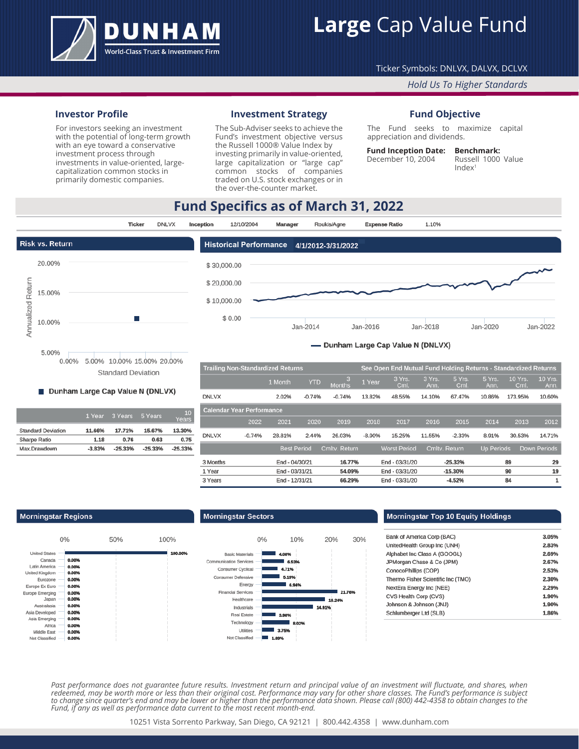# DUNHAM

World-Class Trust & Investment Firm

# Large Cap Value Fund

Ticker Symbols: DNLVX, DALVX, DCLVX

*Hold Us To Higher Standards*

### Investor Profile

For investors seeking an investment with the potential of long-term growth with an eye toward a conservative investment process through investments in value-oriented, large-capitalization common stocks in primarily domestic companies.

### Investment Strategy

The Sub-Adviser seeks to achieve the Fund's investment objective versus the Russell 1000® Value Index by investing primarily in value-oriented, large capitalization or "large cap" common stocks of companies traded on U.S. stock exchanges or in the over-the-counter market.

### Fund Objective

The Fund seeks to maximize capital appreciation and dividends.

**Fund Inception Date:** December 10, 2004

**Benchmark:** Russell 1000 Value Index[1]

## Fund Specifics as of March 31, 2022

| Ticker | DNLVX | Inception | 12/10/2004 | Manager | Roukis/Agne | Expense Ratio | 1.10% |
|---|---|---|---|---|---|---|---|

### Risk vs. Return

Annualized Return vs. Standard Deviation — Dunham Large Cap Value N (DNLVX)

| | 1 Year | 3 Years | 5 Years | 10 Years |
|---|---|---|---|---|
| Standard Deviation | 11.66% | 17.71% | 15.67% | 13.30% |
| Sharpe Ratio | 1.18 | 0.76 | 0.63 | 0.75 |
| Max.Drawdown | -3.83% | -25.33% | -25.33% | -25.33% |

### Historical Performance 4/1/2012-3/31/2022

— Dunham Large Cap Value N (DNLVX)

| Trailing Non-Standardized Returns | 1 Month | YTD | 3 Months | 1 Year | 3 Yrs. Cml. | 3 Yrs. Ann. | 5 Yrs. Cml. | 5 Yrs. Ann. | 10 Yrs. Cml. | 10 Yrs. Ann. |
|---|---|---|---|---|---|---|---|---|---|---|
| DNLVX | 2.02% | -0.74% | -0.74% | 13.82% | 48.55% | 14.10% | 67.47% | 10.86% | 173.95% | 10.60% |

See Open End Mutual Fund Holding Returns - Standardized Returns

| Calendar Year Performance | 2022 | 2021 | 2020 | 2019 | 2018 | 2017 | 2016 | 2015 | 2014 | 2013 | 2012 |
|---|---|---|---|---|---|---|---|---|---|---|---|
| DNLVX | -0.74% | 28.81% | 2.44% | 26.03% | -8.90% | 15.25% | 11.55% | -2.33% | 8.91% | 30.53% | 14.71% |

| | Best Period | Cmltv. Return | Worst Period | Cmltv. Return | Up Periods | Down Periods |
|---|---|---|---|---|---|---|
| 3 Months | End - 04/30/21 | 16.77% | End - 03/31/20 | -25.33% | 89 | 29 |
| 1 Year | End - 03/31/21 | 54.09% | End - 03/31/20 | -15.30% | 90 | 19 |
| 3 Years | End - 12/31/21 | 66.29% | End - 03/31/20 | -4.52% | 84 | 1 |

### Morningstar Regions

| Region | % |
|---|---|
| United States | 100.00% |
| Canada | 0.00% |
| Latin America | 0.00% |
| United Kingdom | 0.00% |
| Eurozone | 0.00% |
| Europe Ex Euro | 0.00% |
| Europe Emerging | 0.00% |
| Japan | 0.00% |
| Australasia | 0.00% |
| Asia Developed | 0.00% |
| Asia Emerging | 0.00% |
| Africa | 0.00% |
| Middle East | 0.00% |
| Not Classified | 0.00% |

### Morningstar Sectors

| Sector | % |
|---|---|
| Basic Materials | 4.06% |
| Communication Services | 6.53% |
| Consumer Cyclical | 4.71% |
| Consumer Defensive | 5.19% |
| Energy | 6.94% |
| Financial Services | 21.76% |
| Healthcare | 18.24% |
| Industrials | 14.91% |
| Real Estate | 3.96% |
| Technology | 8.02% |
| Utilities | 3.75% |
| Not Classified | 1.89% |

### Morningstar Top 10 Equity Holdings

| Holding | % |
|---|---|
| Bank of America Corp (BAC) | 3.05% |
| UnitedHealth Group Inc (UNH) | 2.83% |
| Alphabet Inc Class A (GOOGL) | 2.69% |
| JPMorgan Chase & Co (JPM) | 2.67% |
| ConocoPhillips (COP) | 2.53% |
| Thermo Fisher Scientific Inc (TMO) | 2.30% |
| NextEra Energy Inc (NEE) | 2.29% |
| CVS Health Corp (CVS) | 1.90% |
| Johnson & Johnson (JNJ) | 1.90% |
| Schlumberger Ltd (SLB) | 1.86% |

*Past performance does not guarantee future results. Investment return and principal value of an investment will fluctuate, and shares, when redeemed, may be worth more or less than their original cost. Performance may vary for other share classes. The Fund's performance is subject to change since quarter's end and may be lower or higher than the performance data shown. Please call (800) 442-4358 to obtain changes to the Fund, if any as well as performance data current to the most recent month-end.*

10251 Vista Sorrento Parkway, San Diego, CA 92121 | 800.442.4358 | www.dunham.com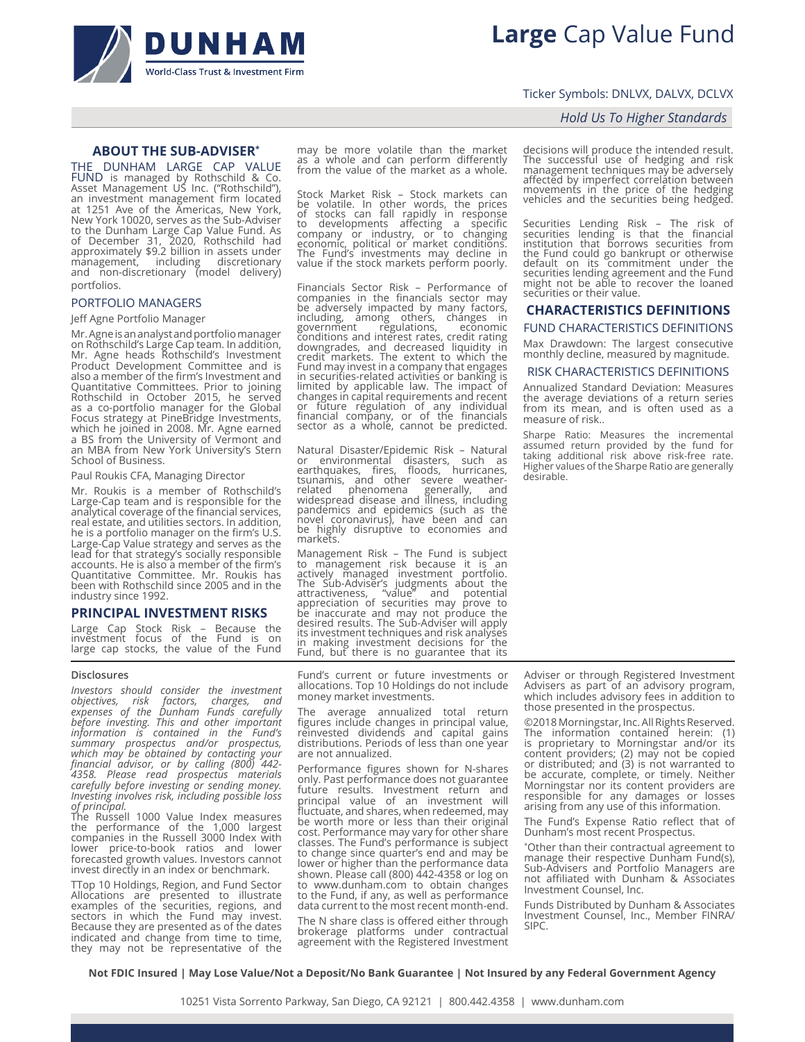# Large Cap Value Fund

Ticker Symbols: DNLVX, DALVX, DCLVX

*Hold Us To Higher Standards*

## ABOUT THE SUB-ADVISER*

THE DUNHAM LARGE CAP VALUE FUND is managed by Rothschild & Co. Asset Management US Inc. ("Rothschild"), an investment management firm located at 1251 Ave of the Americas, New York, New York 10020, serves as the Sub-Adviser to the Dunham Large Cap Value Fund. As of December 31, 2020, Rothschild had approximately $9.2 billion in assets under management, including discretionary and non-discretionary (model delivery) portfolios.

### PORTFOLIO MANAGERS

Jeff Agne Portfolio Manager

Mr. Agne is an analyst and portfolio manager on Rothschild's Large Cap team. In addition, Mr. Agne heads Rothschild's Investment Product Development Committee and is also a member of the firm's Investment and Quantitative Committees. Prior to joining Rothschild in October 2015, he served as a co-portfolio manager for the Global Focus strategy at PineBridge Investments, which he joined in 2008. Mr. Agne earned a BS from the University of Vermont and an MBA from New York University's Stern School of Business.

Paul Roukis CFA, Managing Director

Mr. Roukis is a member of Rothschild's Large-Cap team and is responsible for the analytical coverage of the financial services, real estate, and utilities sectors. In addition, he is a portfolio manager on the firm's U.S. Large-Cap Value strategy and serves as the lead for that strategy's socially responsible accounts. He is also a member of the firm's Quantitative Committee. Mr. Roukis has been with Rothschild since 2005 and in the industry since 1992.

## PRINCIPAL INVESTMENT RISKS

Large Cap Stock Risk – Because the investment focus of the Fund is on large cap stocks, the value of the Fund may be more volatile than the market as a whole and can perform differently from the value of the market as a whole.

Stock Market Risk – Stock markets can be volatile. In other words, the prices of stocks can fall rapidly in response to developments affecting a specific company or industry, or to changing economic, political or market conditions. The Fund's investments may decline in value if the stock markets perform poorly.

Financials Sector Risk – Performance of companies in the financials sector may be adversely impacted by many factors, including, among others, changes in government regulations, economic conditions and interest rates, credit rating downgrades, and decreased liquidity in credit markets. The extent to which the Fund may invest in a company that engages in securities-related activities or banking is limited by applicable law. The impact of changes in capital requirements and recent or future regulation of any individual financial company, or of the financials sector as a whole, cannot be predicted.

Natural Disaster/Epidemic Risk – Natural or environmental disasters, such as earthquakes, fires, floods, hurricanes, tsunamis, and other severe weather-related phenomena generally, and widespread disease and illness, including pandemics and epidemics (such as the novel coronavirus), have been and can be highly disruptive to economies and markets.

Management Risk – The Fund is subject to management risk because it is an actively managed investment portfolio. The Sub-Adviser's judgments about the attractiveness, "value" and potential appreciation of securities may prove to be inaccurate and may not produce the desired results. The Sub-Adviser will apply its investment techniques and risk analyses in making investment decisions for the Fund, but there is no guarantee that its decisions will produce the intended result. The successful use of hedging and risk management techniques may be adversely affected by imperfect correlation between movements in the price of the hedging vehicles and the securities being hedged.

Securities Lending Risk – The risk of securities lending is that the financial institution that borrows securities from the Fund could go bankrupt or otherwise default on its commitment under the securities lending agreement and the Fund might not be able to recover the loaned securities or their value.

## CHARACTERISTICS DEFINITIONS

### FUND CHARACTERISTICS DEFINITIONS

Max Drawdown: The largest consecutive monthly decline, measured by magnitude.

### RISK CHARACTERISTICS DEFINITIONS

Annualized Standard Deviation: Measures the average deviations of a return series from its mean, and is often used as a measure of risk..

Sharpe Ratio: Measures the incremental assumed return provided by the fund for taking additional risk above risk-free rate. Higher values of the Sharpe Ratio are generally desirable.

### Disclosures

*Investors should consider the investment objectives, risk factors, charges, and expenses of the Dunham Funds carefully before investing. This and other important information is contained in the Fund's summary prospectus and/or prospectus, which may be obtained by contacting your financial advisor, or by calling (800) 442-4358. Please read prospectus materials carefully before investing or sending money. Investing involves risk, including possible loss of principal.*

The Russell 1000 Value Index measures the performance of the 1,000 largest companies in the Russell 3000 Index with lower price-to-book ratios and lower forecasted growth values. Investors cannot invest directly in an index or benchmark.

TTop 10 Holdings, Region, and Fund Sector Allocations are presented to illustrate examples of the securities, regions, and sectors in which the Fund may invest. Because they are presented as of the dates indicated and change from time to time, they may not be representative of the Fund's current or future investments or allocations. Top 10 Holdings do not include money market investments.

The average annualized total return figures include changes in principal value, reinvested dividends and capital gains distributions. Periods of less than one year are not annualized.

Performance figures shown for N-shares only. Past performance does not guarantee future results. Investment return and principal value of an investment will fluctuate, and shares, when redeemed, may be worth more or less than their original cost. Performance may vary for other share classes. The Fund's performance is subject to change since quarter's end and may be lower or higher than the performance data shown. Please call (800) 442-4358 or log on to www.dunham.com to obtain changes to the Fund, if any, as well as performance data current to the most recent month-end.

The N share class is offered either through brokerage platforms under contractual agreement with the Registered Investment Adviser or through Registered Investment Advisers as part of an advisory program, which includes advisory fees in addition to those presented in the prospectus.

©2018 Morningstar, Inc. All Rights Reserved. The information contained herein: (1) is proprietary to Morningstar and/or its content providers; (2) may not be copied or distributed; and (3) is not warranted to be accurate, complete, or timely. Neither Morningstar nor its content providers are responsible for any damages or losses arising from any use of this information.

The Fund's Expense Ratio reflect that of Dunham's most recent Prospectus.

*Other than their contractual agreement to manage their respective Dunham Fund(s), Sub-Advisers and Portfolio Managers are not affiliated with Dunham & Associates Investment Counsel, Inc.

Funds Distributed by Dunham & Associates Investment Counsel, Inc., Member FINRA/SIPC.

**Not FDIC Insured | May Lose Value/Not a Deposit/No Bank Guarantee | Not Insured by any Federal Government Agency**

10251 Vista Sorrento Parkway, San Diego, CA 92121 | 800.442.4358 | www.dunham.com